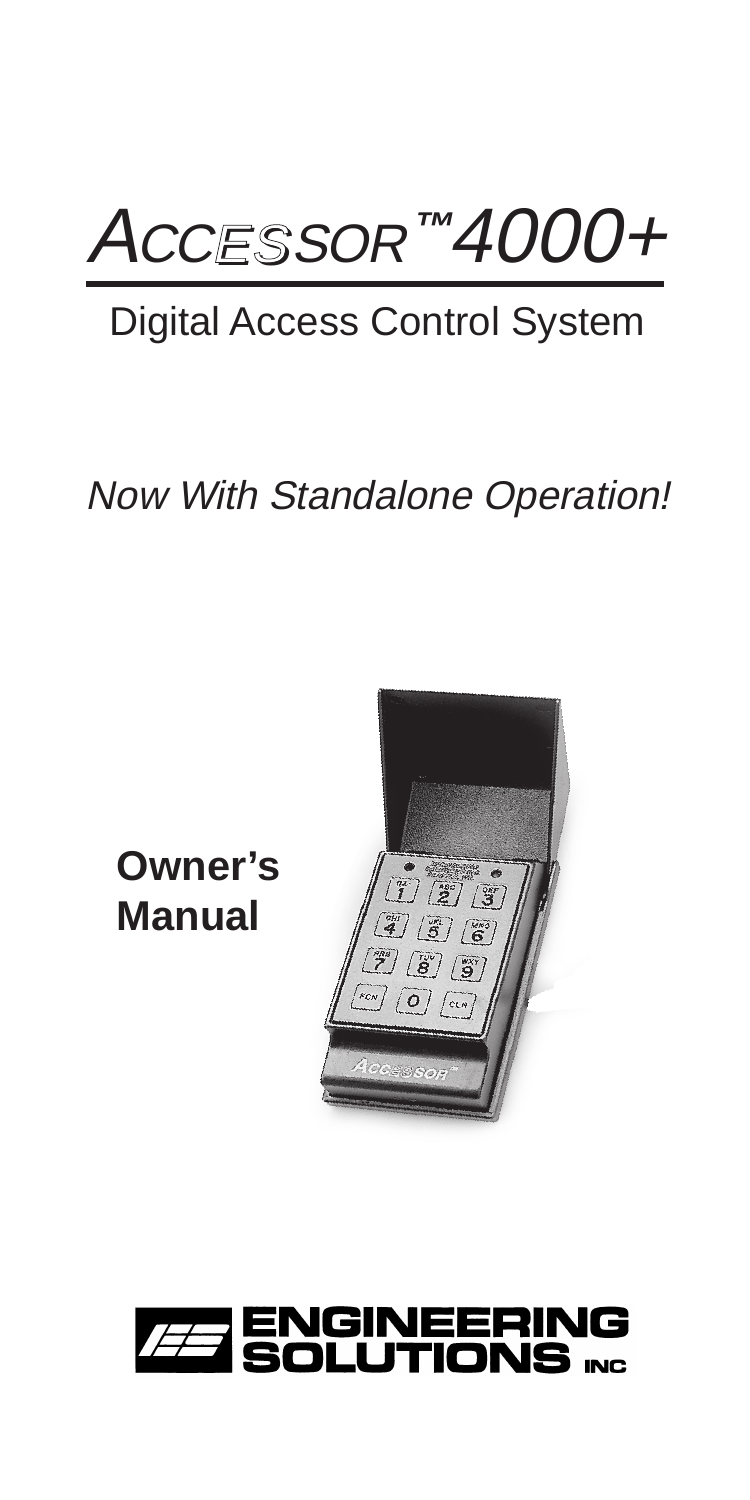# ACCESSOR™ 4000+

## Digital Access Control System

*Now With Standalone Operation!*

**Owner's Manual**

ENGINEERING SOLUTIONS INC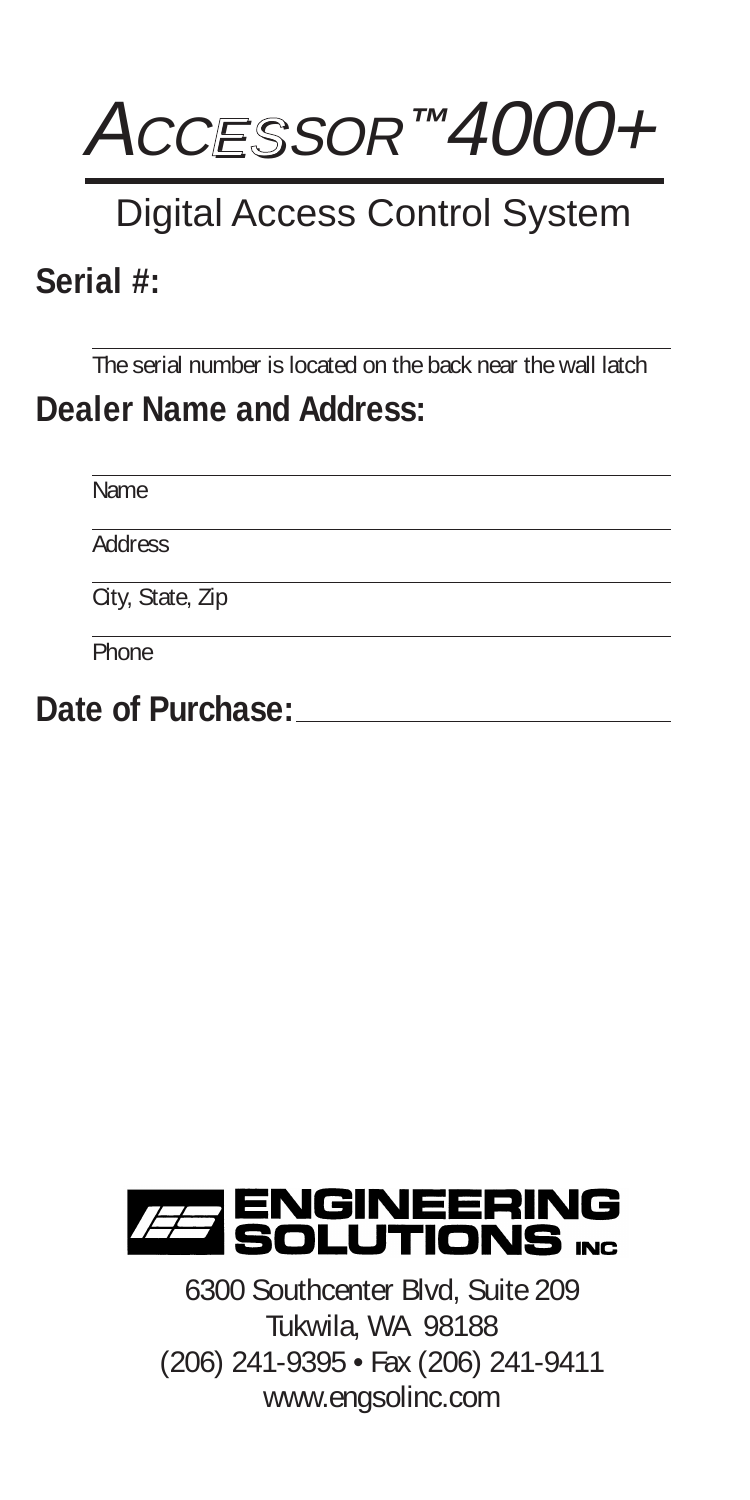# ACCESSOR™ 4000+

## Digital Access Control System

**Serial #:**

______________________________________________

The serial number is located on the back near the wall latch

**Dealer Name and Address:**

______________________________________________

Name

______________________________________________

Address

______________________________________________

City, State, Zip

______________________________________________

Phone

**Date of Purchase:** ______________________________

ENGINEERING SOLUTIONS INC

6300 Southcenter Blvd, Suite 209
Tukwila, WA 98188
(206) 241-9395 • Fax (206) 241-9411
www.engsolinc.com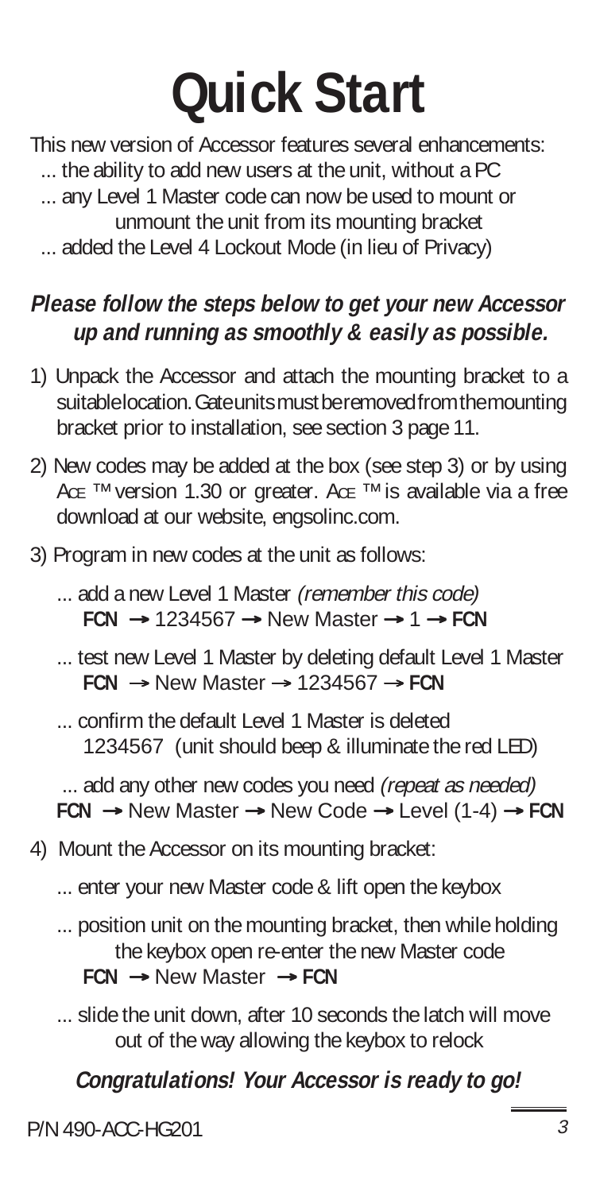# Quick Start

This new version of Accessor features several enhancements:

... the ability to add new users at the unit, without a PC

... any Level 1 Master code can now be used to mount or unmount the unit from its mounting bracket

... added the Level 4 Lockout Mode (in lieu of Privacy)

***Please follow the steps below to get your new Accessor up and running as smoothly & easily as possible.***

1) Unpack the Accessor and attach the mounting bracket to a suitable location. Gate units must be removed from the mounting bracket prior to installation, see section 3 page 11.

2) New codes may be added at the box (see step 3) or by using ACE ™ version 1.30 or greater. ACE ™ is available via a free download at our website, engsolinc.com.

3) Program in new codes at the unit as follows:

   ... add a new Level 1 Master *(remember this code)*
   **FCN** → 1234567 → New Master → 1 → **FCN**

   ... test new Level 1 Master by deleting default Level 1 Master
   **FCN** → New Master → 1234567 → **FCN**

   ... confirm the default Level 1 Master is deleted
   1234567 (unit should beep & illuminate the red LED)

   ... add any other new codes you need *(repeat as needed)*
   **FCN** → New Master → New Code → Level (1-4) → **FCN**

4) Mount the Accessor on its mounting bracket:

   ... enter your new Master code & lift open the keybox

   ... position unit on the mounting bracket, then while holding the keybox open re-enter the new Master code
   **FCN** → New Master → **FCN**

   ... slide the unit down, after 10 seconds the latch will move out of the way allowing the keybox to relock

***Congratulations! Your Accessor is ready to go!***

P/N 490-ACC-HG201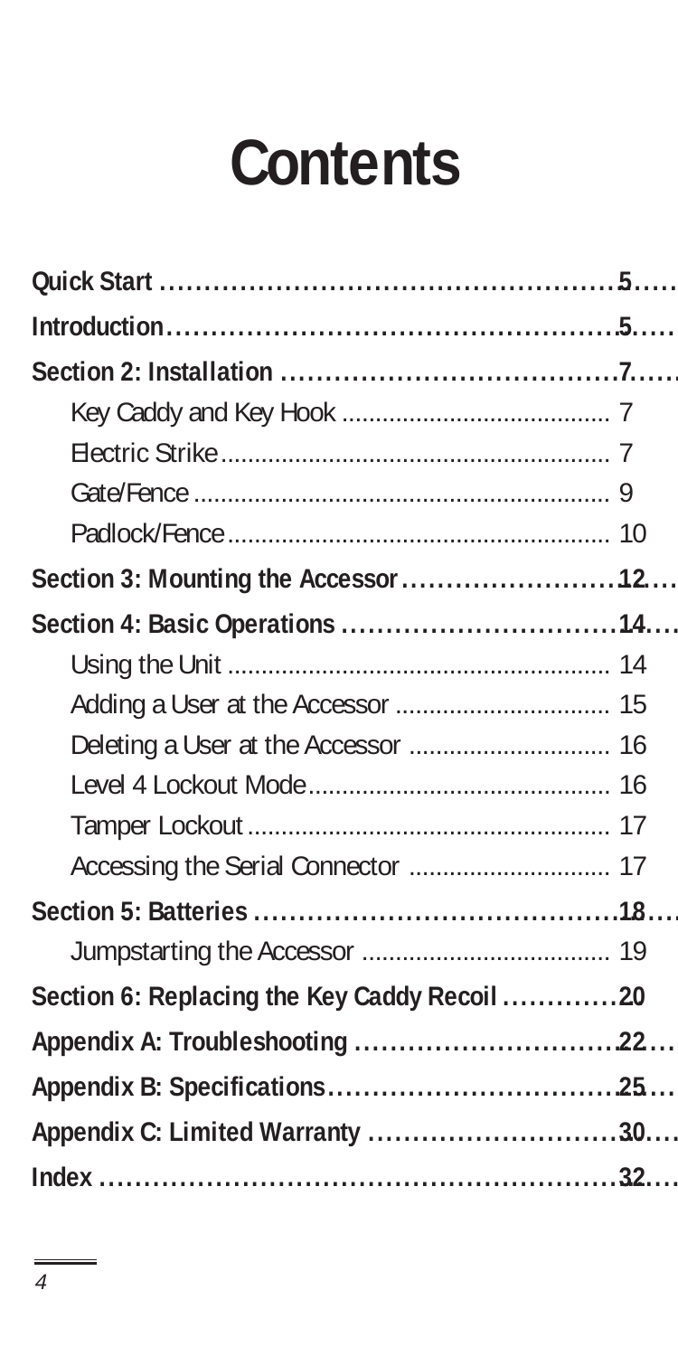# Contents

**Quick Start** ..................... **5**

**Introduction** ..................... **5**

**Section 2: Installation** ..................... **7**

- Key Caddy and Key Hook ..................... 7
- Electric Strike ..................... 7
- Gate/Fence ..................... 9
- Padlock/Fence ..................... 10

**Section 3: Mounting the Accessor** ..................... **12**

**Section 4: Basic Operations** ..................... **14**

- Using the Unit ..................... 14
- Adding a User at the Accessor ..................... 15
- Deleting a User at the Accessor ..................... 16
- Level 4 Lockout Mode ..................... 16
- Tamper Lockout ..................... 17
- Accessing the Serial Connector ..................... 17

**Section 5: Batteries** ..................... **18**

- Jumpstarting the Accessor ..................... 19

**Section 6: Replacing the Key Caddy Recoil** ..................... **20**

**Appendix A: Troubleshooting** ..................... **22**

**Appendix B: Specifications** ..................... **25**

**Appendix C: Limited Warranty** ..................... **30**

**Index** ..................... **32**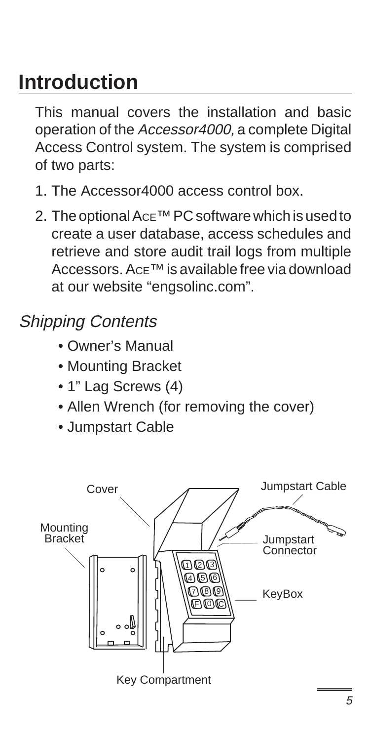# Introduction

This manual covers the installation and basic operation of the *Accessor4000,* a complete Digital Access Control system. The system is comprised of two parts:

1. The Accessor4000 access control box.
2. The optional ACE™ PC software which is used to create a user database, access schedules and retrieve and store audit trail logs from multiple Accessors. ACE™ is available free via download at our website "engsolinc.com".

## *Shipping Contents*

- Owner's Manual
- Mounting Bracket
- 1" Lag Screws (4)
- Allen Wrench (for removing the cover)
- Jumpstart Cable

Cover

Jumpstart Cable

Mounting Bracket

Jumpstart Connector

KeyBox

Key Compartment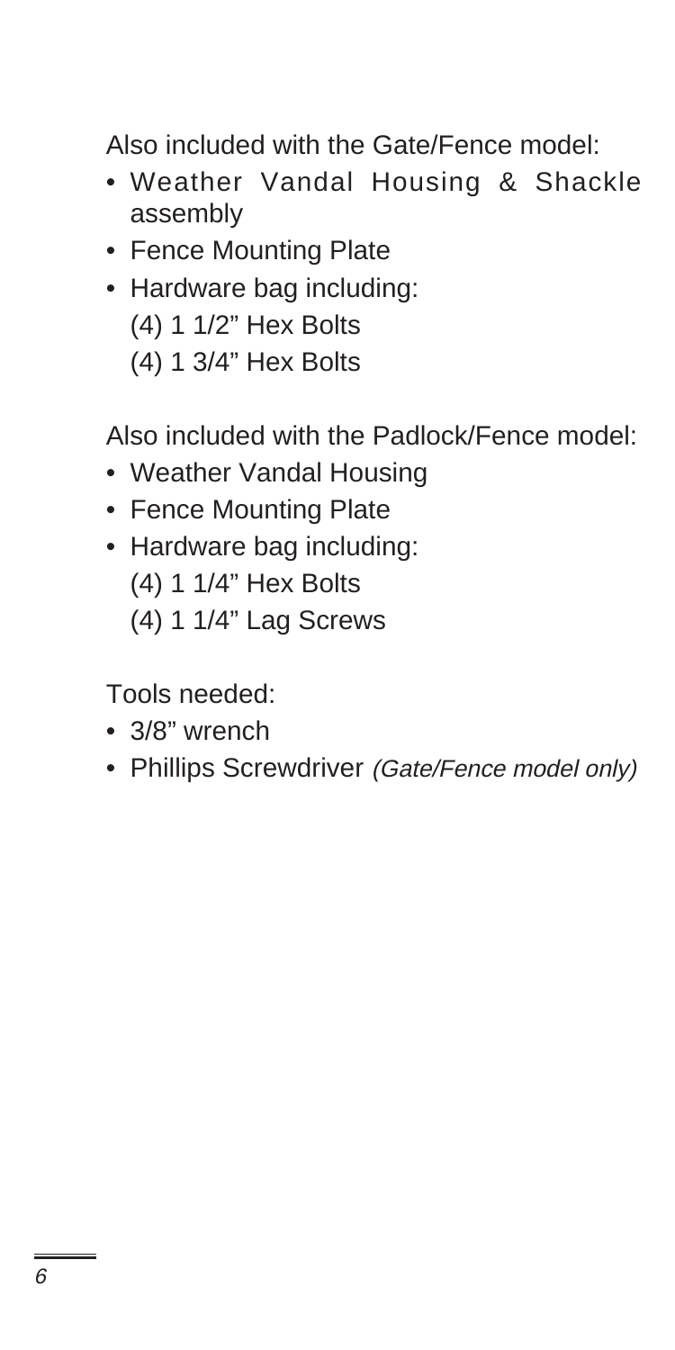Also included with the Gate/Fence model:

- Weather Vandal Housing & Shackle assembly
- Fence Mounting Plate
- Hardware bag including:
  (4) 1 1/2" Hex Bolts
  (4) 1 3/4" Hex Bolts

Also included with the Padlock/Fence model:

- Weather Vandal Housing
- Fence Mounting Plate
- Hardware bag including:
  (4) 1 1/4" Hex Bolts
  (4) 1 1/4" Lag Screws

Tools needed:

- 3/8" wrench
- Phillips Screwdriver *(Gate/Fence model only)*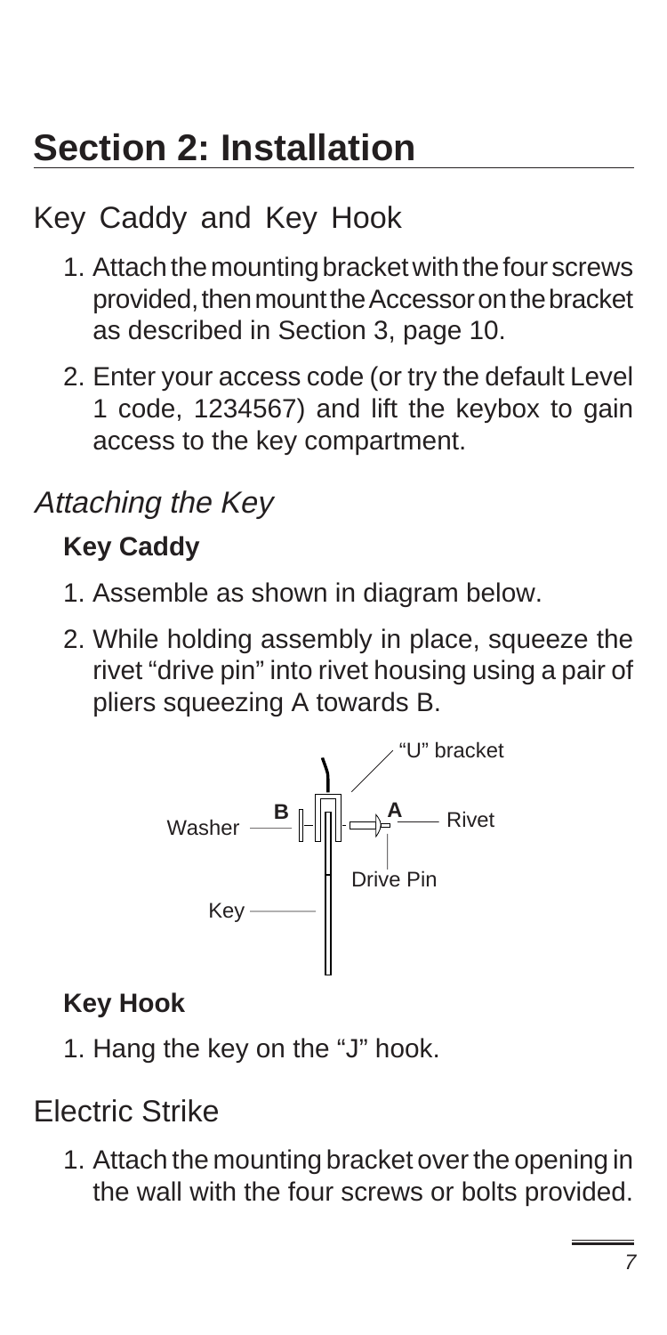# Section 2: Installation

## Key Caddy and Key Hook

1. Attach the mounting bracket with the four screws provided, then mount the Accessor on the bracket as described in Section 3, page 10.
2. Enter your access code (or try the default Level 1 code, 1234567) and lift the keybox to gain access to the key compartment.

### *Attaching the Key*

**Key Caddy**

1. Assemble as shown in diagram below.
2. While holding assembly in place, squeeze the rivet "drive pin" into rivet housing using a pair of pliers squeezing A towards B.

"U" bracket

Washer B A Rivet

Drive Pin

Key

**Key Hook**

1. Hang the key on the "J" hook.

## Electric Strike

1. Attach the mounting bracket over the opening in the wall with the four screws or bolts provided.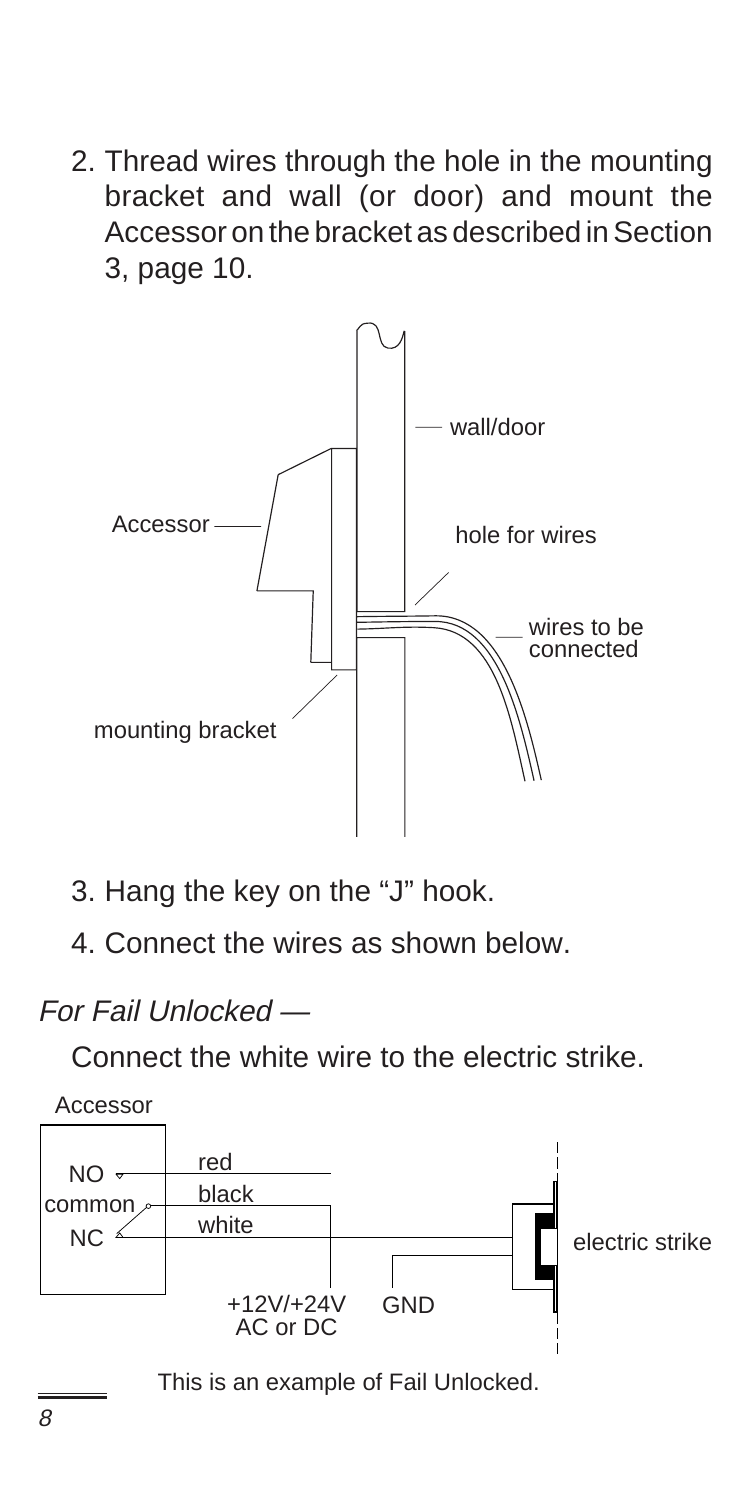2. Thread wires through the hole in the mounting bracket and wall (or door) and mount the Accessor on the bracket as described in Section 3, page 10.

3. Hang the key on the "J" hook.

4. Connect the wires as shown below.

*For Fail Unlocked —*

Connect the white wire to the electric strike.

This is an example of Fail Unlocked.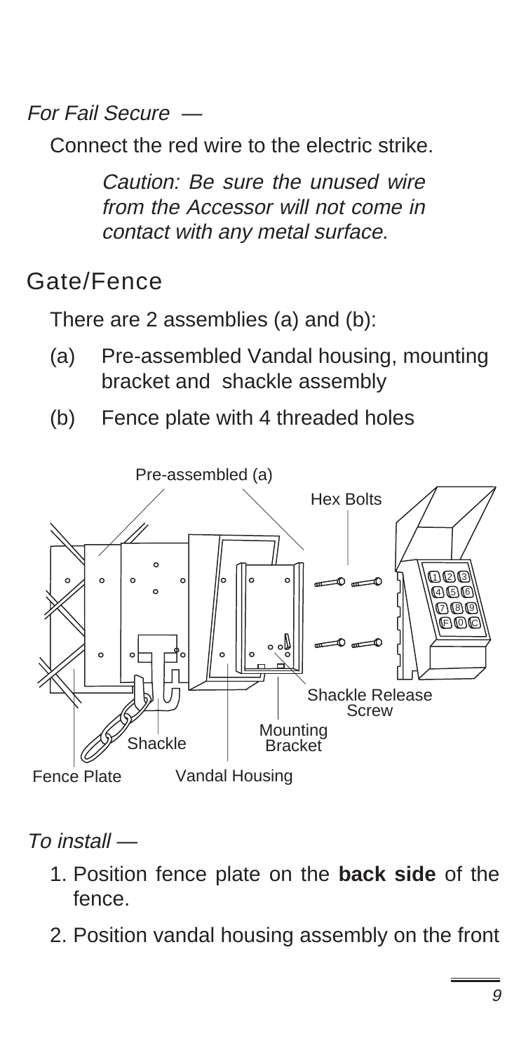*For Fail Secure —*

Connect the red wire to the electric strike.

> *Caution: Be sure the unused wire from the Accessor will not come in contact with any metal surface.*

## Gate/Fence

There are 2 assemblies (a) and (b):

(a) Pre-assembled Vandal housing, mounting bracket and shackle assembly

(b) Fence plate with 4 threaded holes

Pre-assembled (a)
Hex Bolts
Shackle Release Screw
Mounting Bracket
Shackle
Fence Plate
Vandal Housing

*To install —*

1. Position fence plate on the **back side** of the fence.
2. Position vandal housing assembly on the front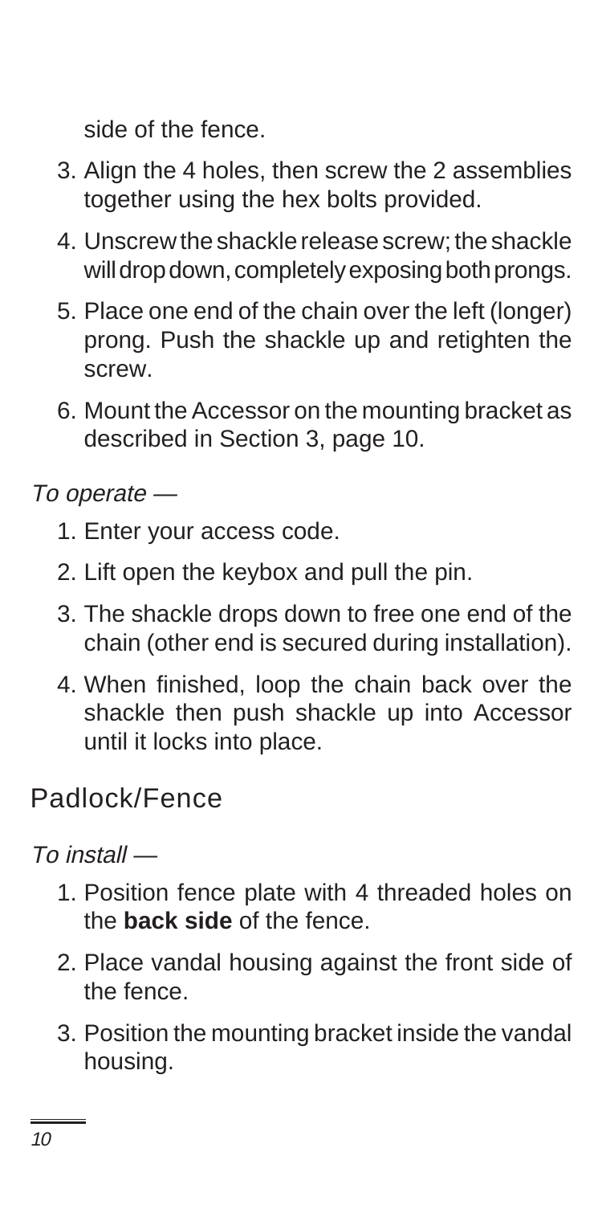side of the fence.

3. Align the 4 holes, then screw the 2 assemblies together using the hex bolts provided.
4. Unscrew the shackle release screw; the shackle will drop down, completely exposing both prongs.
5. Place one end of the chain over the left (longer) prong. Push the shackle up and retighten the screw.
6. Mount the Accessor on the mounting bracket as described in Section 3, page 10.

*To operate —*

1. Enter your access code.
2. Lift open the keybox and pull the pin.
3. The shackle drops down to free one end of the chain (other end is secured during installation).
4. When finished, loop the chain back over the shackle then push shackle up into Accessor until it locks into place.

## Padlock/Fence

*To install —*

1. Position fence plate with 4 threaded holes on the **back side** of the fence.
2. Place vandal housing against the front side of the fence.
3. Position the mounting bracket inside the vandal housing.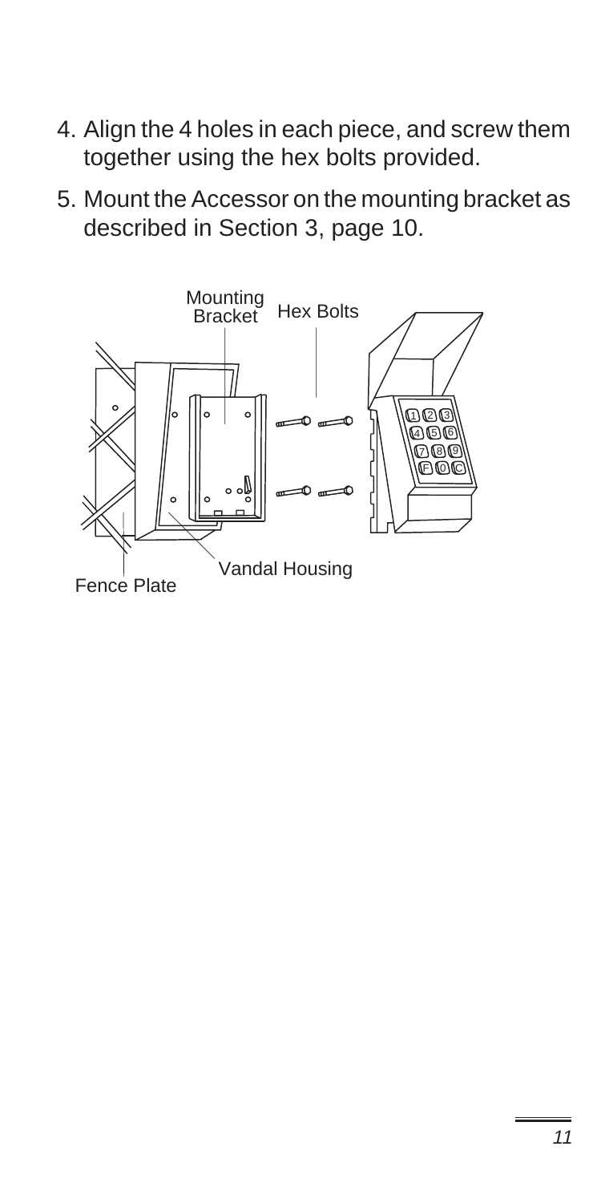4. Align the 4 holes in each piece, and screw them together using the hex bolts provided.
5. Mount the Accessor on the mounting bracket as described in Section 3, page 10.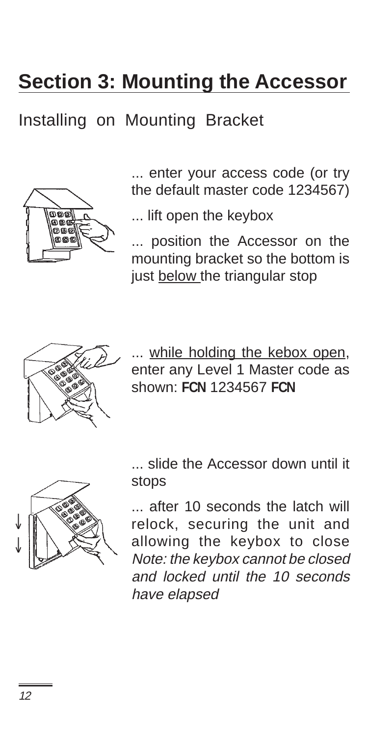# Section 3: Mounting the Accessor

## Installing on Mounting Bracket

... enter your access code (or try the default master code 1234567)

... lift open the keybox

... position the Accessor on the mounting bracket so the bottom is just below the triangular stop

... while holding the kebox open, enter any Level 1 Master code as shown: **FCN** 1234567 **FCN**

... slide the Accessor down until it stops

... after 10 seconds the latch will relock, securing the unit and allowing the keybox to close *Note: the keybox cannot be closed and locked until the 10 seconds have elapsed*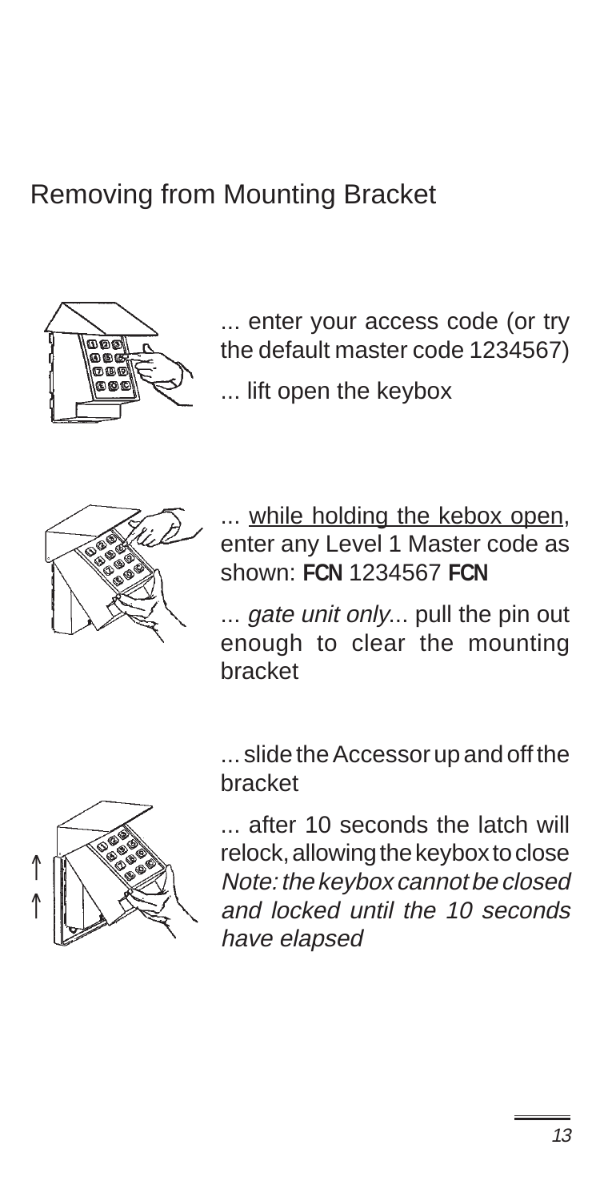## Removing from Mounting Bracket

... enter your access code (or try the default master code 1234567)

... lift open the keybox

... while holding the kebox open, enter any Level 1 Master code as shown: **FCN** 1234567 **FCN**

... *gate unit only*... pull the pin out enough to clear the mounting bracket

... slide the Accessor up and off the bracket

... after 10 seconds the latch will relock, allowing the keybox to close *Note: the keybox cannot be closed and locked until the 10 seconds have elapsed*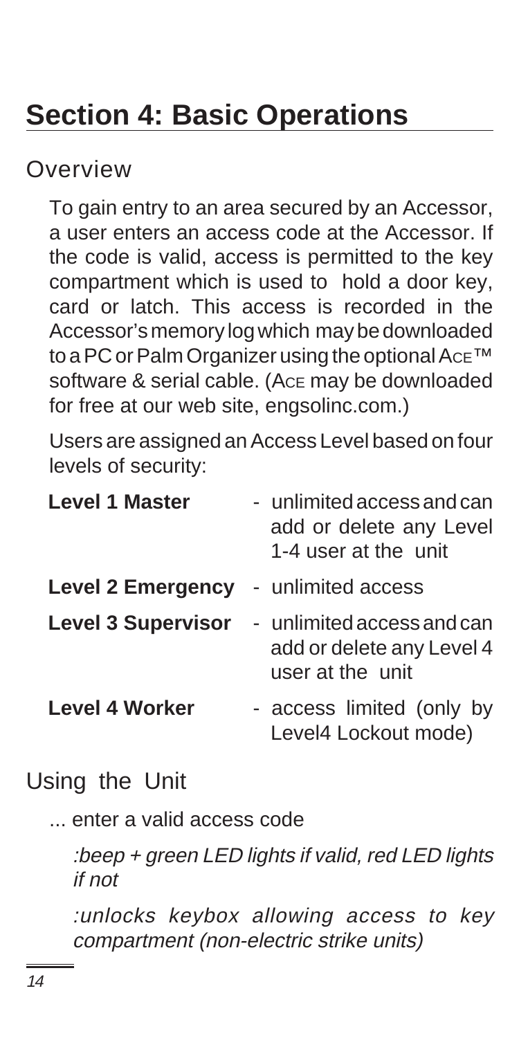# Section 4: Basic Operations

## Overview

To gain entry to an area secured by an Accessor, a user enters an access code at the Accessor. If the code is valid, access is permitted to the key compartment which is used to hold a door key, card or latch. This access is recorded in the Accessor's memory log which may be downloaded to a PC or Palm Organizer using the optional Ace™ software & serial cable. (Ace may be downloaded for free at our web site, engsolinc.com.)

Users are assigned an Access Level based on four levels of security:

| | |
|---|---|
| **Level 1 Master** | - unlimited access and can add or delete any Level 1-4 user at the unit |
| **Level 2 Emergency** | - unlimited access |
| **Level 3 Supervisor** | - unlimited access and can add or delete any Level 4 user at the unit |
| **Level 4 Worker** | - access limited (only by Level4 Lockout mode) |

## Using the Unit

... enter a valid access code

*:beep + green LED lights if valid, red LED lights if not*

*:unlocks keybox allowing access to key compartment (non-electric strike units)*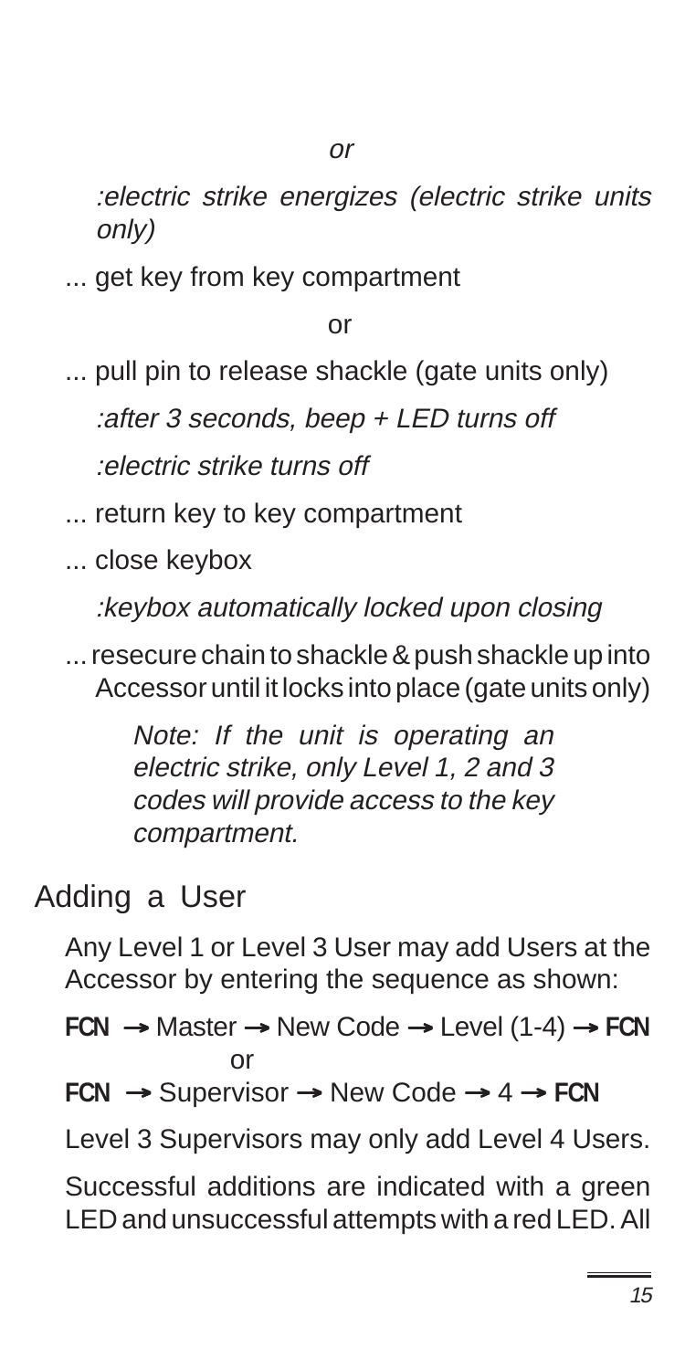*or*

*:electric strike energizes (electric strike units only)*

... get key from key compartment

or

... pull pin to release shackle (gate units only)

*:after 3 seconds, beep + LED turns off*

*:electric strike turns off*

... return key to key compartment

... close keybox

*:keybox automatically locked upon closing*

... resecure chain to shackle & push shackle up into Accessor until it locks into place (gate units only)

> *Note: If the unit is operating an electric strike, only Level 1, 2 and 3 codes will provide access to the key compartment.*

## Adding a User

Any Level 1 or Level 3 User may add Users at the Accessor by entering the sequence as shown:

**FCN** → Master → New Code → Level (1-4) → **FCN**

or

**FCN** → Supervisor → New Code → 4 → **FCN**

Level 3 Supervisors may only add Level 4 Users.

Successful additions are indicated with a green LED and unsuccessful attempts with a red LED. All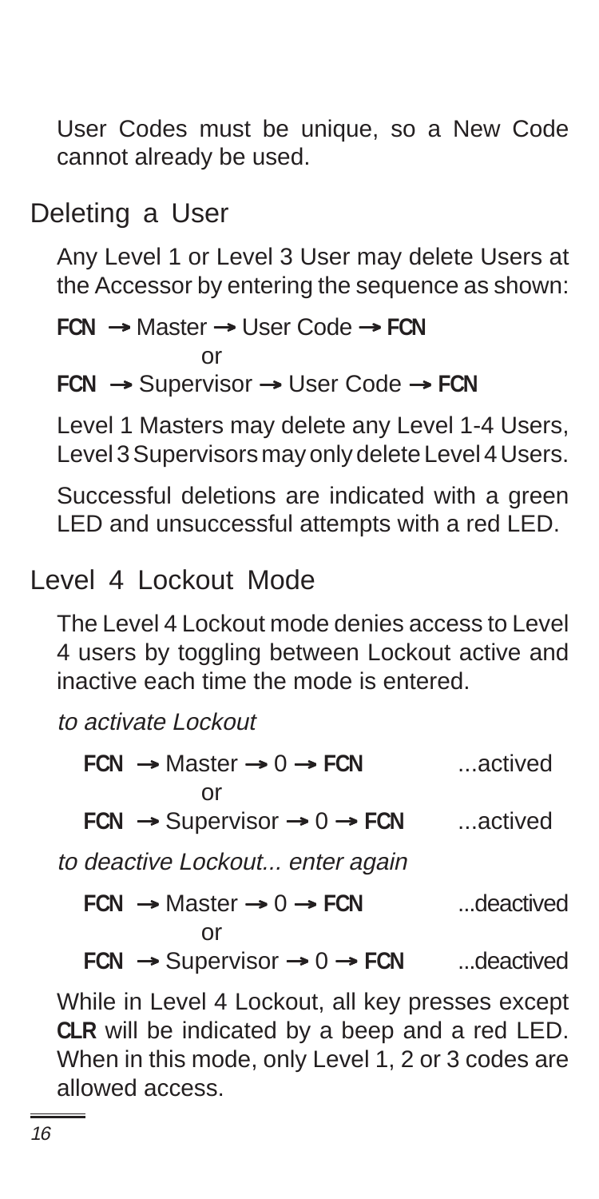User Codes must be unique, so a New Code cannot already be used.

## Deleting a User

Any Level 1 or Level 3 User may delete Users at the Accessor by entering the sequence as shown:

**FCN** → Master → User Code → **FCN**

or

**FCN** → Supervisor → User Code → **FCN**

Level 1 Masters may delete any Level 1-4 Users, Level 3 Supervisors may only delete Level 4 Users.

Successful deletions are indicated with a green LED and unsuccessful attempts with a red LED.

## Level 4 Lockout Mode

The Level 4 Lockout mode denies access to Level 4 users by toggling between Lockout active and inactive each time the mode is entered.

*to activate Lockout*

**FCN** → Master → 0 → **FCN** ...actived

or

**FCN** → Supervisor → 0 → **FCN** ...actived

*to deactive Lockout... enter again*

**FCN** → Master → 0 → **FCN** ...deactived

or

**FCN** → Supervisor → 0 → **FCN** ...deactived

While in Level 4 Lockout, all key presses except **CLR** will be indicated by a beep and a red LED. When in this mode, only Level 1, 2 or 3 codes are allowed access.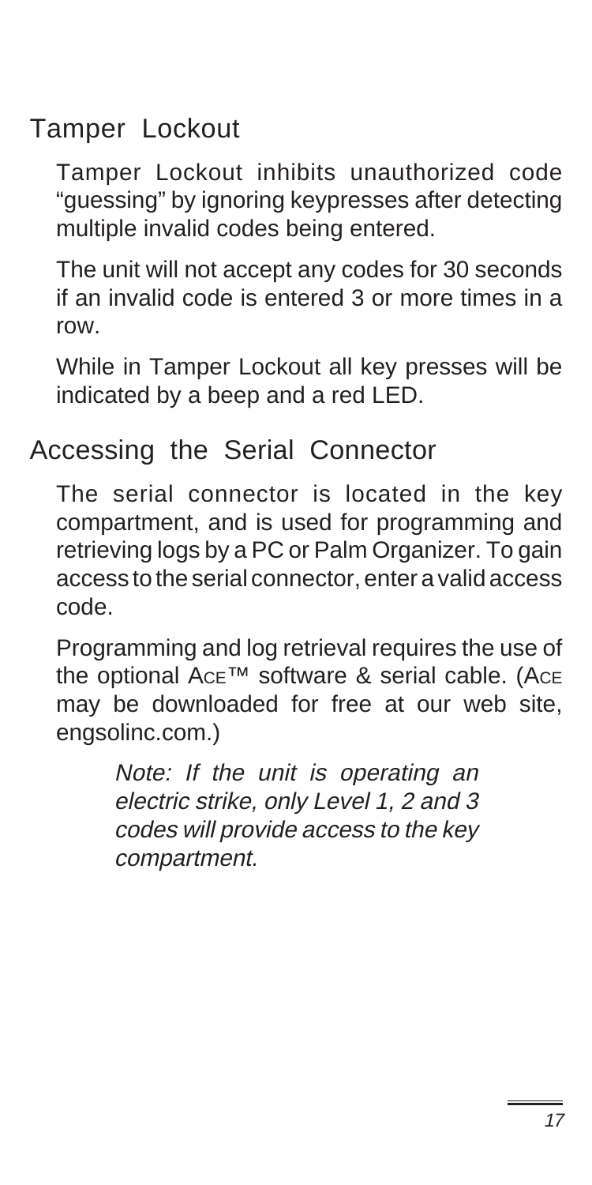## Tamper Lockout

Tamper Lockout inhibits unauthorized code "guessing" by ignoring keypresses after detecting multiple invalid codes being entered.

The unit will not accept any codes for 30 seconds if an invalid code is entered 3 or more times in a row.

While in Tamper Lockout all key presses will be indicated by a beep and a red LED.

## Accessing the Serial Connector

The serial connector is located in the key compartment, and is used for programming and retrieving logs by a PC or Palm Organizer. To gain access to the serial connector, enter a valid access code.

Programming and log retrieval requires the use of the optional ACE™ software & serial cable. (ACE may be downloaded for free at our web site, engsolinc.com.)

> *Note: If the unit is operating an electric strike, only Level 1, 2 and 3 codes will provide access to the key compartment.*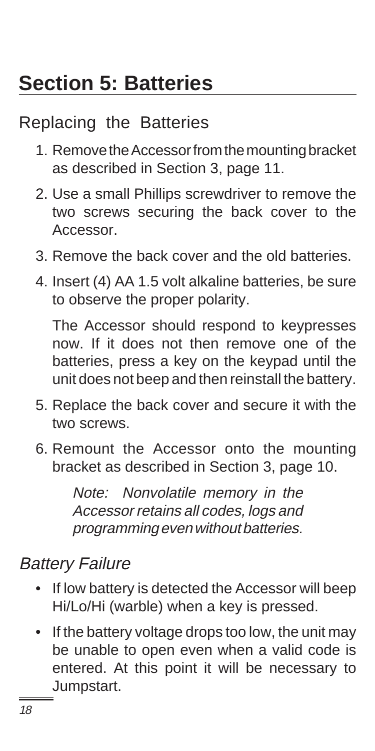# Section 5: Batteries

## Replacing the Batteries

1. Remove the Accessor from the mounting bracket as described in Section 3, page 11.
2. Use a small Phillips screwdriver to remove the two screws securing the back cover to the Accessor.
3. Remove the back cover and the old batteries.
4. Insert (4) AA 1.5 volt alkaline batteries, be sure to observe the proper polarity.

   The Accessor should respond to keypresses now. If it does not then remove one of the batteries, press a key on the keypad until the unit does not beep and then reinstall the battery.
5. Replace the back cover and secure it with the two screws.
6. Remount the Accessor onto the mounting bracket as described in Section 3, page 10.

   *Note: Nonvolatile memory in the Accessor retains all codes, logs and programming even without batteries.*

## *Battery Failure*

- If low battery is detected the Accessor will beep Hi/Lo/Hi (warble) when a key is pressed.
- If the battery voltage drops too low, the unit may be unable to open even when a valid code is entered. At this point it will be necessary to Jumpstart.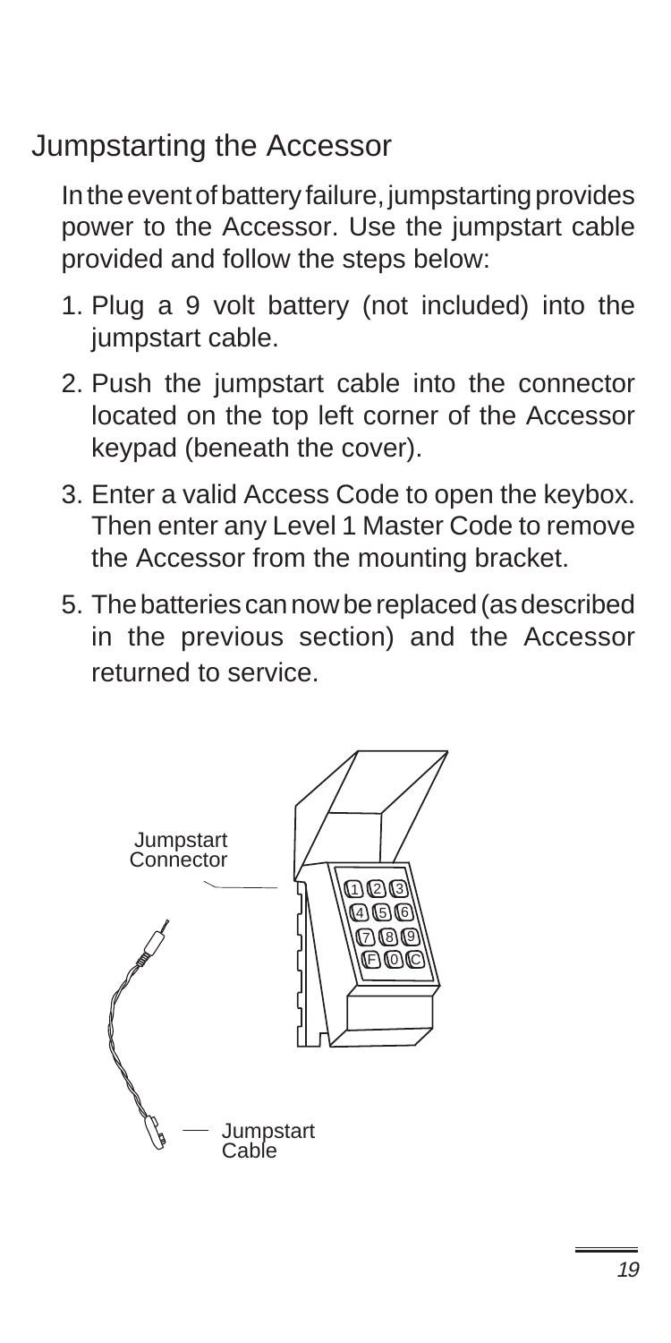## Jumpstarting the Accessor

In the event of battery failure, jumpstarting provides power to the Accessor. Use the jumpstart cable provided and follow the steps below:

1. Plug a 9 volt battery (not included) into the jumpstart cable.
2. Push the jumpstart cable into the connector located on the top left corner of the Accessor keypad (beneath the cover).
3. Enter a valid Access Code to open the keybox. Then enter any Level 1 Master Code to remove the Accessor from the mounting bracket.

5. The batteries can now be replaced (as described in the previous section) and the Accessor returned to service.

Jumpstart Connector

Jumpstart Cable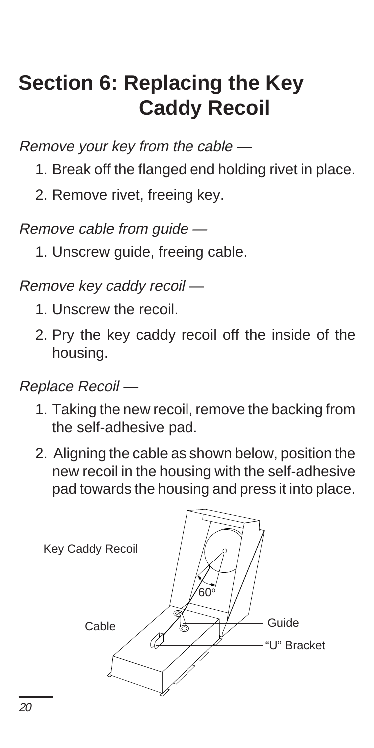# Section 6: Replacing the Key Caddy Recoil

*Remove your key from the cable —*

1. Break off the flanged end holding rivet in place.
2. Remove rivet, freeing key.

*Remove cable from guide —*

1. Unscrew guide, freeing cable.

*Remove key caddy recoil —*

1. Unscrew the recoil.
2. Pry the key caddy recoil off the inside of the housing.

*Replace Recoil —*

1. Taking the new recoil, remove the backing from the self-adhesive pad.
2. Aligning the cable as shown below, position the new recoil in the housing with the self-adhesive pad towards the housing and press it into place.

Key Caddy Recoil
60°
Cable
Guide
"U" Bracket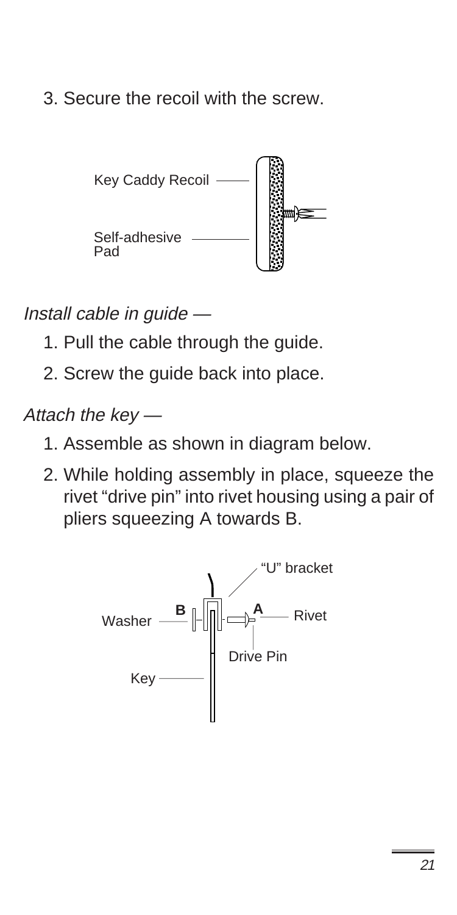3. Secure the recoil with the screw.

Key Caddy Recoil

Self-adhesive Pad

*Install cable in guide —*

1. Pull the cable through the guide.
2. Screw the guide back into place.

*Attach the key —*

1. Assemble as shown in diagram below.
2. While holding assembly in place, squeeze the rivet "drive pin" into rivet housing using a pair of pliers squeezing A towards B.

"U" bracket

Washer **B** **A** Rivet

Drive Pin

Key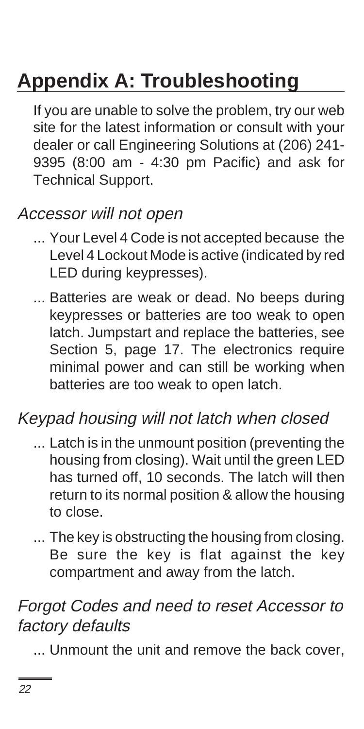# Appendix A: Troubleshooting

If you are unable to solve the problem, try our web site for the latest information or consult with your dealer or call Engineering Solutions at (206) 241-9395 (8:00 am - 4:30 pm Pacific) and ask for Technical Support.

## *Accessor will not open*

... Your Level 4 Code is not accepted because the Level 4 Lockout Mode is active (indicated by red LED during keypresses).

... Batteries are weak or dead. No beeps during keypresses or batteries are too weak to open latch. Jumpstart and replace the batteries, see Section 5, page 17. The electronics require minimal power and can still be working when batteries are too weak to open latch.

## *Keypad housing will not latch when closed*

... Latch is in the unmount position (preventing the housing from closing). Wait until the green LED has turned off, 10 seconds. The latch will then return to its normal position & allow the housing to close.

... The key is obstructing the housing from closing. Be sure the key is flat against the key compartment and away from the latch.

## *Forgot Codes and need to reset Accessor to factory defaults*

... Unmount the unit and remove the back cover,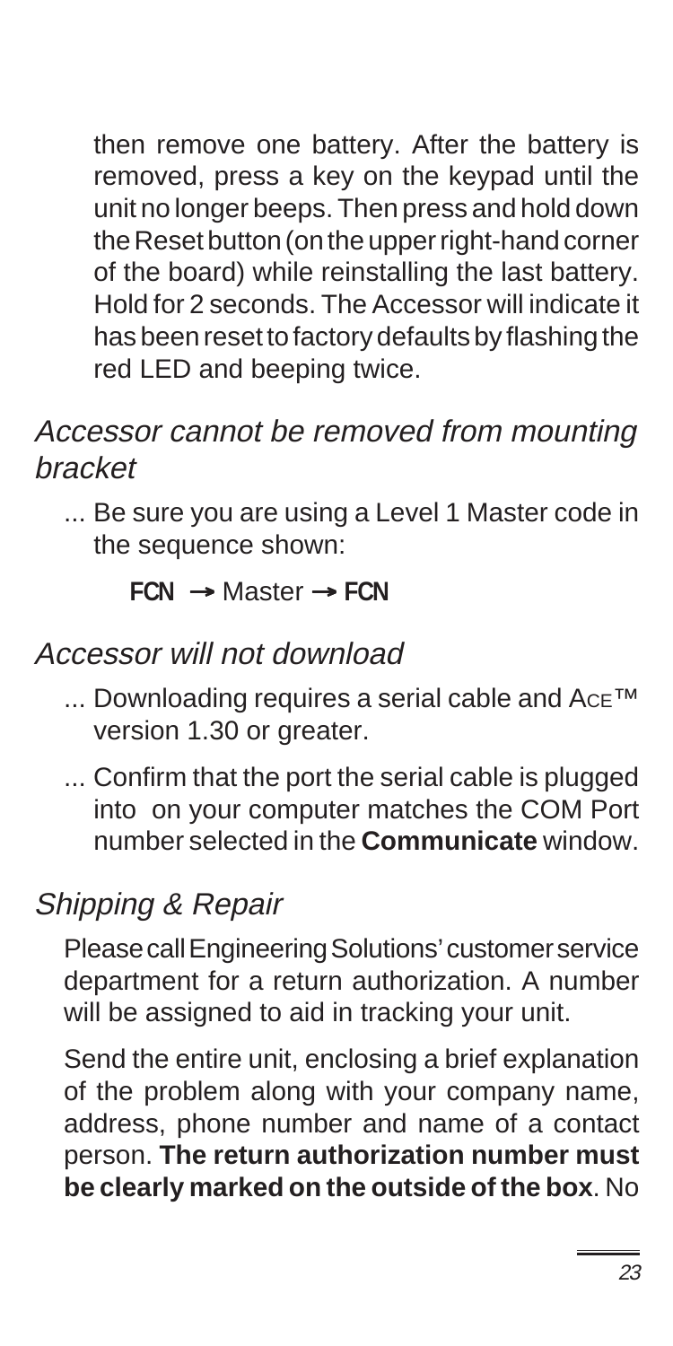then remove one battery. After the battery is removed, press a key on the keypad until the unit no longer beeps. Then press and hold down the Reset button (on the upper right-hand corner of the board) while reinstalling the last battery. Hold for 2 seconds. The Accessor will indicate it has been reset to factory defaults by flashing the red LED and beeping twice.

### *Accessor cannot be removed from mounting bracket*

... Be sure you are using a Level 1 Master code in the sequence shown:

**FCN** → Master → **FCN**

### *Accessor will not download*

... Downloading requires a serial cable and ACE™ version 1.30 or greater.

... Confirm that the port the serial cable is plugged into on your computer matches the COM Port number selected in the **Communicate** window.

### *Shipping & Repair*

Please call Engineering Solutions' customer service department for a return authorization. A number will be assigned to aid in tracking your unit.

Send the entire unit, enclosing a brief explanation of the problem along with your company name, address, phone number and name of a contact person. **The return authorization number must be clearly marked on the outside of the box**. No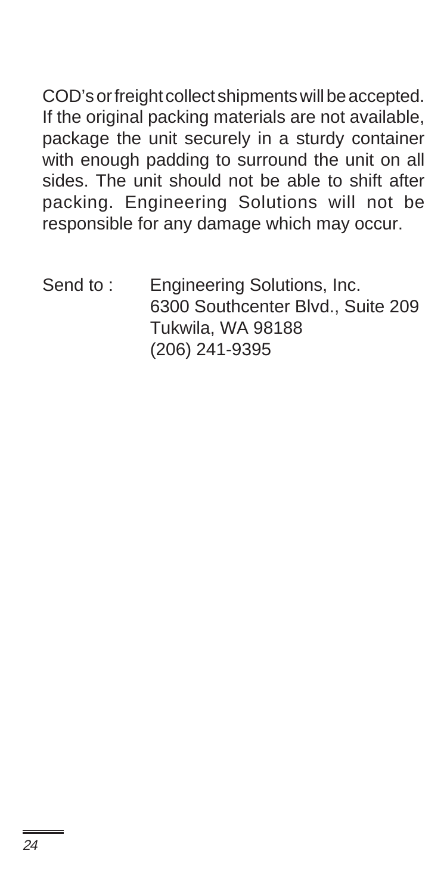COD's or freight collect shipments will be accepted. If the original packing materials are not available, package the unit securely in a sturdy container with enough padding to surround the unit on all sides. The unit should not be able to shift after packing. Engineering Solutions will not be responsible for any damage which may occur.

Send to : Engineering Solutions, Inc.
6300 Southcenter Blvd., Suite 209
Tukwila, WA 98188
(206) 241-9395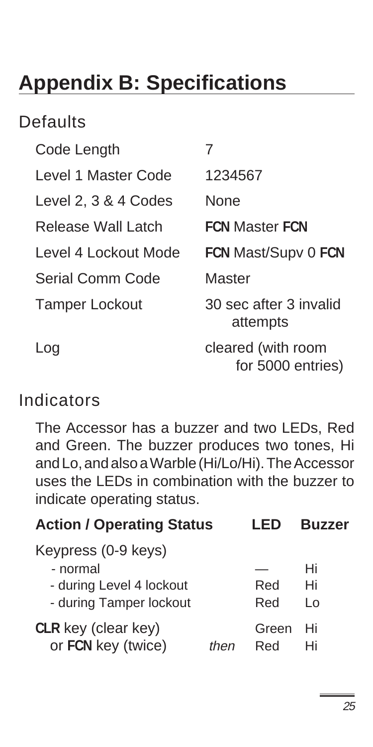# Appendix B: Specifications

## Defaults

| | |
|---|---|
| Code Length | 7 |
| Level 1 Master Code | 1234567 |
| Level 2, 3 & 4 Codes | None |
| Release Wall Latch | **FCN** Master **FCN** |
| Level 4 Lockout Mode | **FCN** Mast/Supv 0 **FCN** |
| Serial Comm Code | Master |
| Tamper Lockout | 30 sec after 3 invalid attempts |
| Log | cleared (with room for 5000 entries) |

## Indicators

The Accessor has a buzzer and two LEDs, Red and Green. The buzzer produces two tones, Hi and Lo, and also a Warble (Hi/Lo/Hi). The Accessor uses the LEDs in combination with the buzzer to indicate operating status.

| Action / Operating Status | | LED | Buzzer |
|---|---|---|---|
| Keypress (0-9 keys) | | | |
| - normal | | — | Hi |
| - during Level 4 lockout | | Red | Hi |
| - during Tamper lockout | | Red | Lo |
| **CLR** key (clear key) | | Green | Hi |
| or **FCN** key (twice) | *then* | Red | Hi |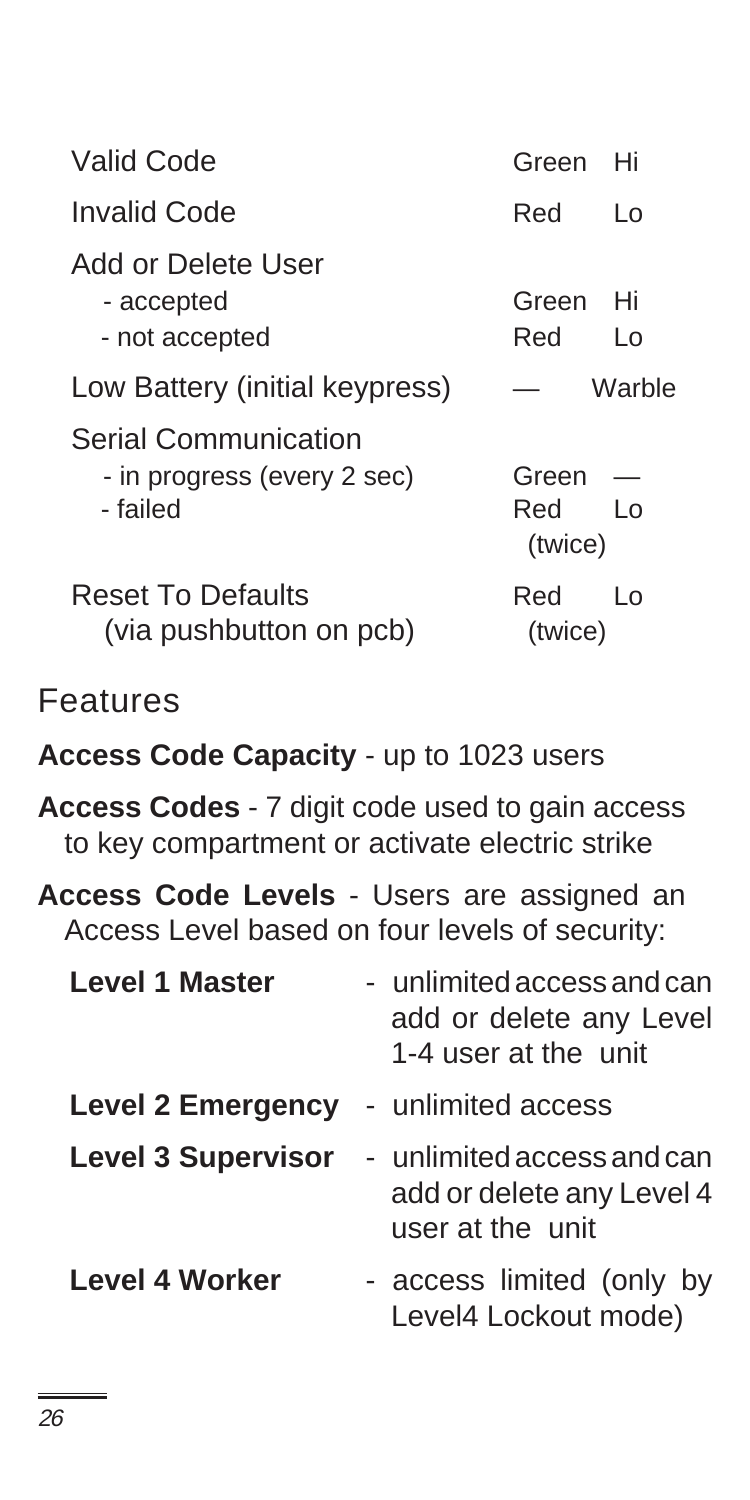| | | |
|---|---|---|
| Valid Code | Green | Hi |
| Invalid Code | Red | Lo |
| Add or Delete User | | |
| - accepted | Green | Hi |
| - not accepted | Red | Lo |
| Low Battery (initial keypress) | — | Warble |
| Serial Communication | | |
| - in progress (every 2 sec) | Green | — |
| - failed | Red (twice) | Lo |
| Reset To Defaults (via pushbutton on pcb) | Red (twice) | Lo |

## Features

**Access Code Capacity** - up to 1023 users

**Access Codes** - 7 digit code used to gain access to key compartment or activate electric strike

**Access Code Levels** - Users are assigned an Access Level based on four levels of security:

| | |
|---|---|
| **Level 1 Master** | - unlimited access and can add or delete any Level 1-4 user at the unit |
| **Level 2 Emergency** | - unlimited access |
| **Level 3 Supervisor** | - unlimited access and can add or delete any Level 4 user at the unit |
| **Level 4 Worker** | - access limited (only by Level4 Lockout mode) |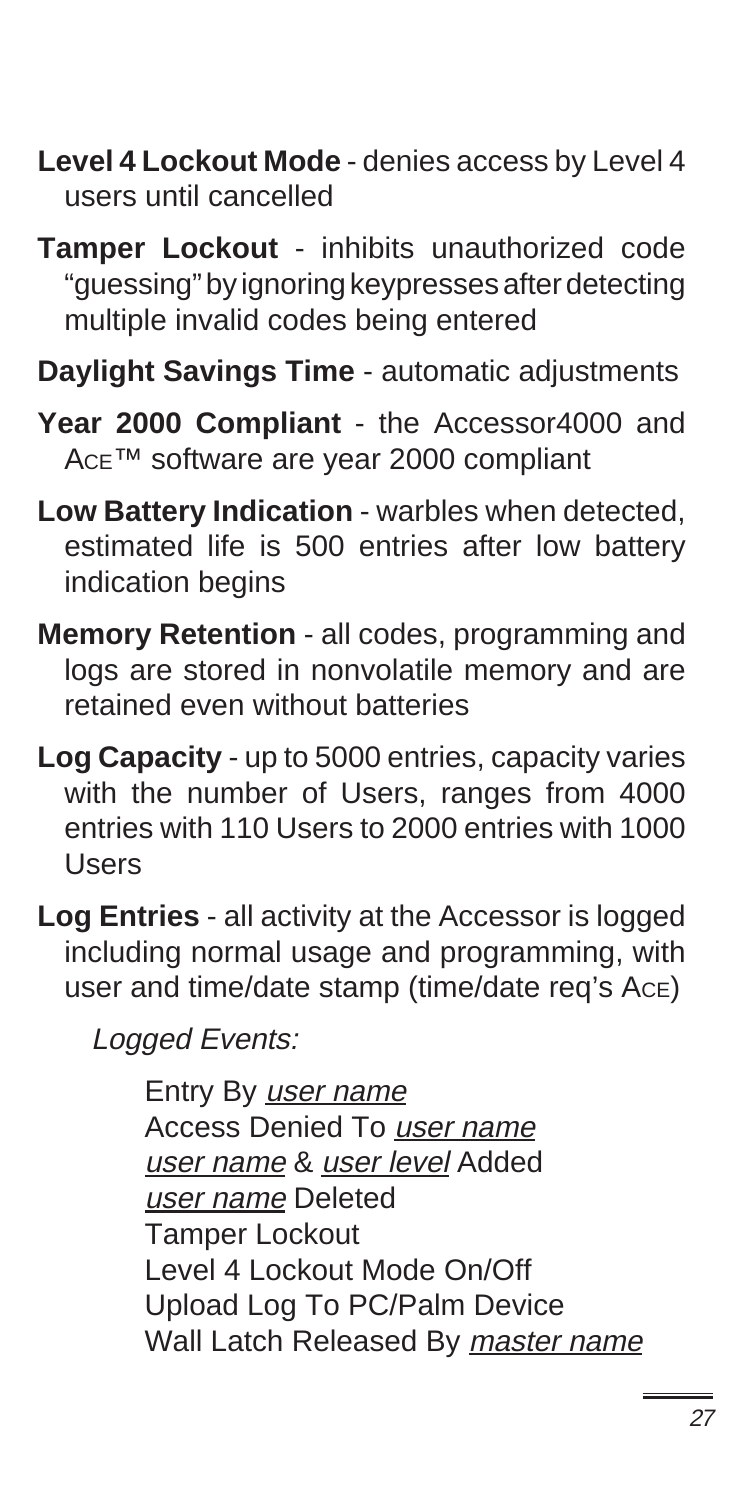**Level 4 Lockout Mode** - denies access by Level 4 users until cancelled

**Tamper Lockout** - inhibits unauthorized code "guessing" by ignoring keypresses after detecting multiple invalid codes being entered

**Daylight Savings Time** - automatic adjustments

**Year 2000 Compliant** - the Accessor4000 and ACE™ software are year 2000 compliant

**Low Battery Indication** - warbles when detected, estimated life is 500 entries after low battery indication begins

**Memory Retention** - all codes, programming and logs are stored in nonvolatile memory and are retained even without batteries

**Log Capacity** - up to 5000 entries, capacity varies with the number of Users, ranges from 4000 entries with 110 Users to 2000 entries with 1000 Users

**Log Entries** - all activity at the Accessor is logged including normal usage and programming, with user and time/date stamp (time/date req's ACE)

*Logged Events:*

Entry By *user name*
Access Denied To *user name*
*user name* & *user level* Added
*user name* Deleted
Tamper Lockout
Level 4 Lockout Mode On/Off
Upload Log To PC/Palm Device
Wall Latch Released By *master name*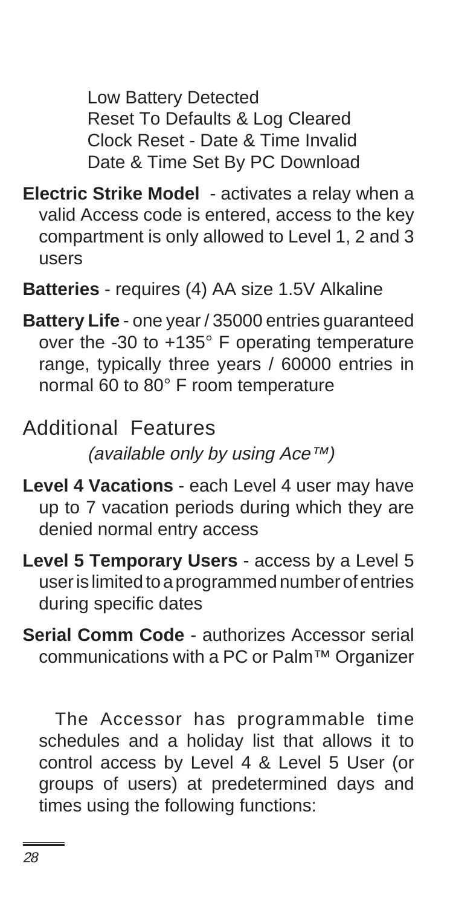Low Battery Detected
Reset To Defaults & Log Cleared
Clock Reset - Date & Time Invalid
Date & Time Set By PC Download

**Electric Strike Model** - activates a relay when a valid Access code is entered, access to the key compartment is only allowed to Level 1, 2 and 3 users

**Batteries** - requires (4) AA size 1.5V Alkaline

**Battery Life** - one year / 35000 entries guaranteed over the -30 to +135° F operating temperature range, typically three years / 60000 entries in normal 60 to 80° F room temperature

## Additional Features

*(available only by using Ace™)*

**Level 4 Vacations** - each Level 4 user may have up to 7 vacation periods during which they are denied normal entry access

**Level 5 Temporary Users** - access by a Level 5 user is limited to a programmed number of entries during specific dates

**Serial Comm Code** - authorizes Accessor serial communications with a PC or Palm™ Organizer

The Accessor has programmable time schedules and a holiday list that allows it to control access by Level 4 & Level 5 User (or groups of users) at predetermined days and times using the following functions: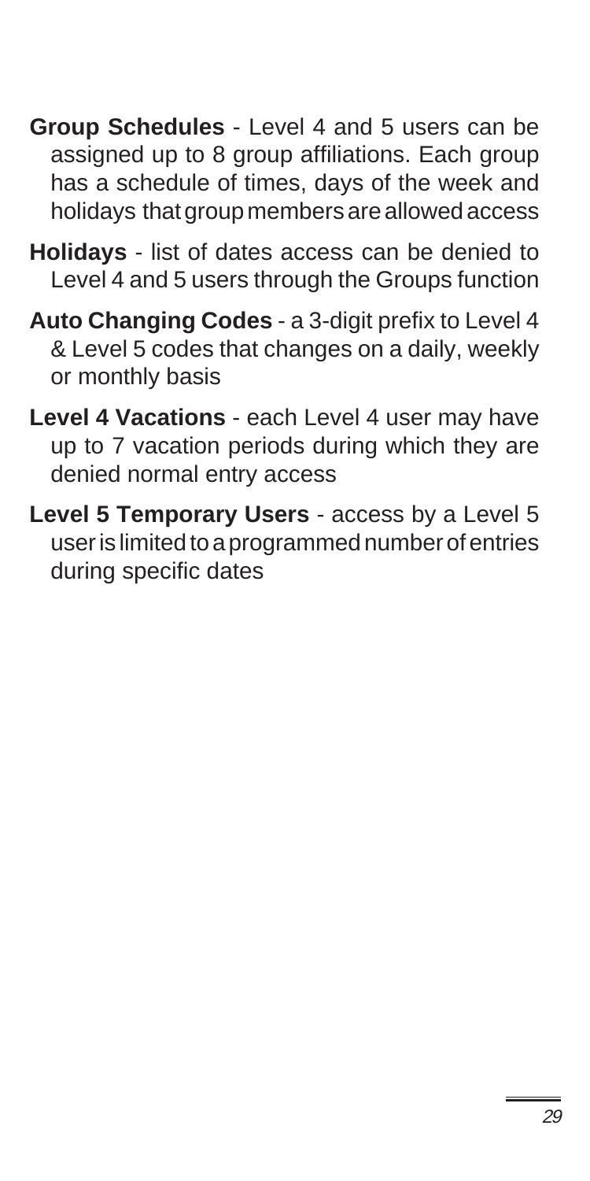**Group Schedules** - Level 4 and 5 users can be assigned up to 8 group affiliations. Each group has a schedule of times, days of the week and holidays that group members are allowed access

**Holidays** - list of dates access can be denied to Level 4 and 5 users through the Groups function

**Auto Changing Codes** - a 3-digit prefix to Level 4 & Level 5 codes that changes on a daily, weekly or monthly basis

**Level 4 Vacations** - each Level 4 user may have up to 7 vacation periods during which they are denied normal entry access

**Level 5 Temporary Users** - access by a Level 5 user is limited to a programmed number of entries during specific dates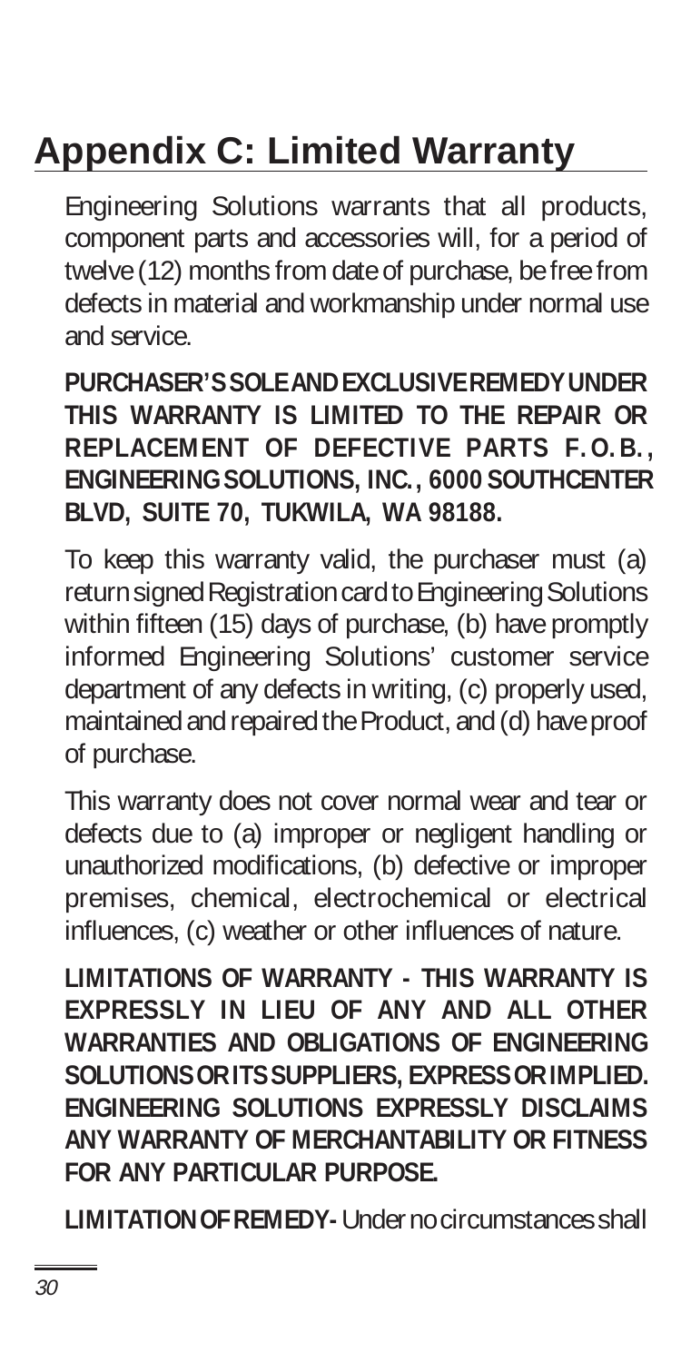# Appendix C: Limited Warranty

Engineering Solutions warrants that all products, component parts and accessories will, for a period of twelve (12) months from date of purchase, be free from defects in material and workmanship under normal use and service.

**PURCHASER'S SOLE AND EXCLUSIVE REMEDY UNDER THIS WARRANTY IS LIMITED TO THE REPAIR OR REPLACEMENT OF DEFECTIVE PARTS F.O.B., ENGINEERING SOLUTIONS, INC., 6000 SOUTHCENTER BLVD, SUITE 70, TUKWILA, WA 98188.**

To keep this warranty valid, the purchaser must (a) return signed Registration card to Engineering Solutions within fifteen (15) days of purchase, (b) have promptly informed Engineering Solutions' customer service department of any defects in writing, (c) properly used, maintained and repaired the Product, and (d) have proof of purchase.

This warranty does not cover normal wear and tear or defects due to (a) improper or negligent handling or unauthorized modifications, (b) defective or improper premises, chemical, electrochemical or electrical influences, (c) weather or other influences of nature.

**LIMITATIONS OF WARRANTY - THIS WARRANTY IS EXPRESSLY IN LIEU OF ANY AND ALL OTHER WARRANTIES AND OBLIGATIONS OF ENGINEERING SOLUTIONS OR ITS SUPPLIERS, EXPRESS OR IMPLIED. ENGINEERING SOLUTIONS EXPRESSLY DISCLAIMS ANY WARRANTY OF MERCHANTABILITY OR FITNESS FOR ANY PARTICULAR PURPOSE.**

**LIMITATION OF REMEDY-** Under no circumstances shall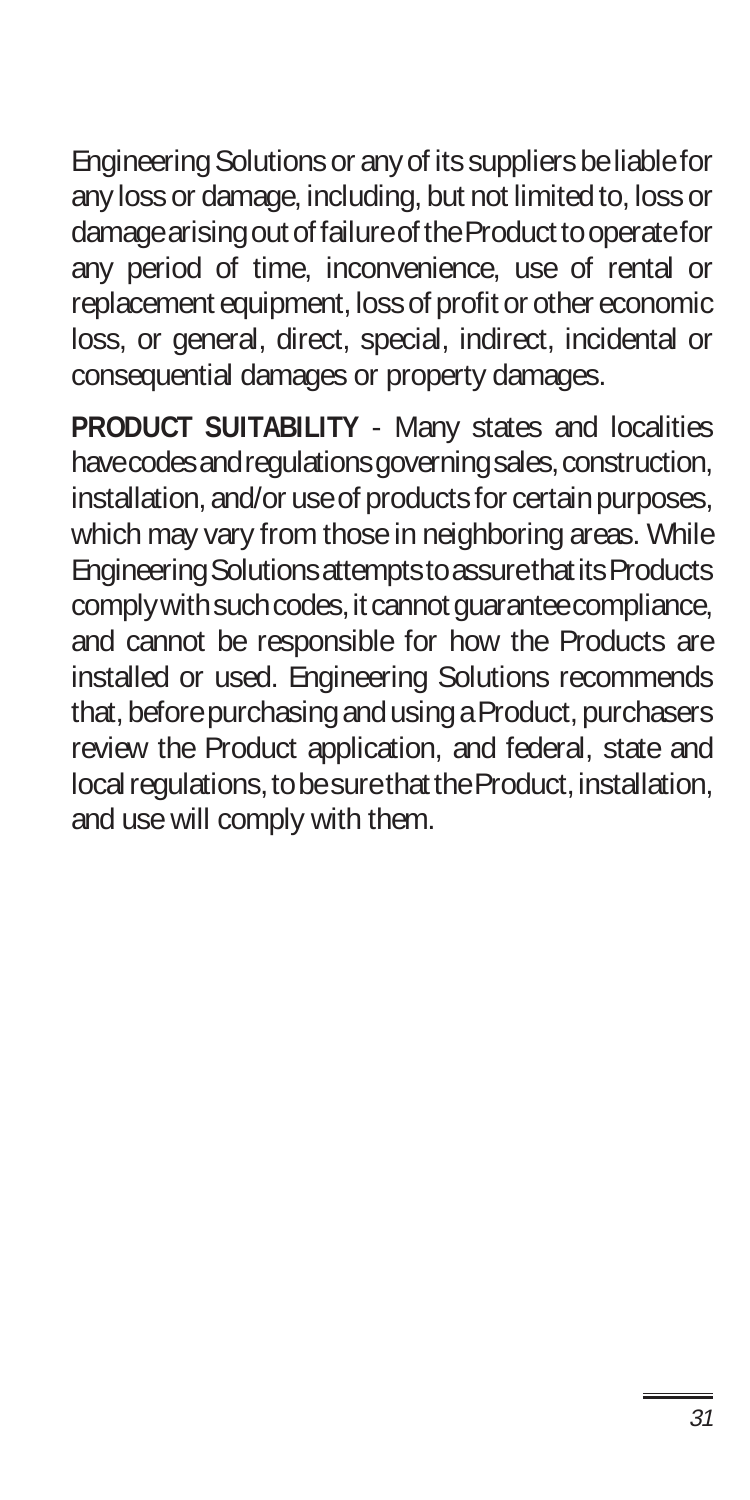Engineering Solutions or any of its suppliers be liable for any loss or damage, including, but not limited to, loss or damage arising out of failure of the Product to operate for any period of time, inconvenience, use of rental or replacement equipment, loss of profit or other economic loss, or general, direct, special, indirect, incidental or consequential damages or property damages.

**PRODUCT SUITABILITY** - Many states and localities have codes and regulations governing sales, construction, installation, and/or use of products for certain purposes, which may vary from those in neighboring areas. While Engineering Solutions attempts to assure that its Products comply with such codes, it cannot guarantee compliance, and cannot be responsible for how the Products are installed or used. Engineering Solutions recommends that, before purchasing and using a Product, purchasers review the Product application, and federal, state and local regulations, to be sure that the Product, installation, and use will comply with them.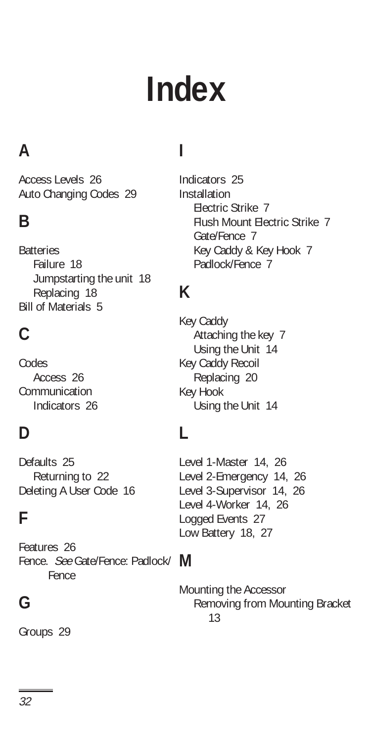# Index

## A

Access Levels 26
Auto Changing Codes 29

## B

Batteries
- Failure 18
- Jumpstarting the unit 18
- Replacing 18

Bill of Materials 5

## C

Codes
- Access 26

Communication
- Indicators 26

## D

Defaults 25
- Returning to 22

Deleting A User Code 16

## F

Features 26
Fence. *See* Gate/Fence: Padlock/Fence

## G

Groups 29

## I

Indicators 25
Installation
- Electric Strike 7
- Flush Mount Electric Strike 7
- Gate/Fence 7
- Key Caddy & Key Hook 7
- Padlock/Fence 7

## K

Key Caddy
- Attaching the key 7
- Using the Unit 14

Key Caddy Recoil
- Replacing 20

Key Hook
- Using the Unit 14

## L

Level 1-Master 14, 26
Level 2-Emergency 14, 26
Level 3-Supervisor 14, 26
Level 4-Worker 14, 26
Logged Events 27
Low Battery 18, 27

## M

Mounting the Accessor
- Removing from Mounting Bracket 13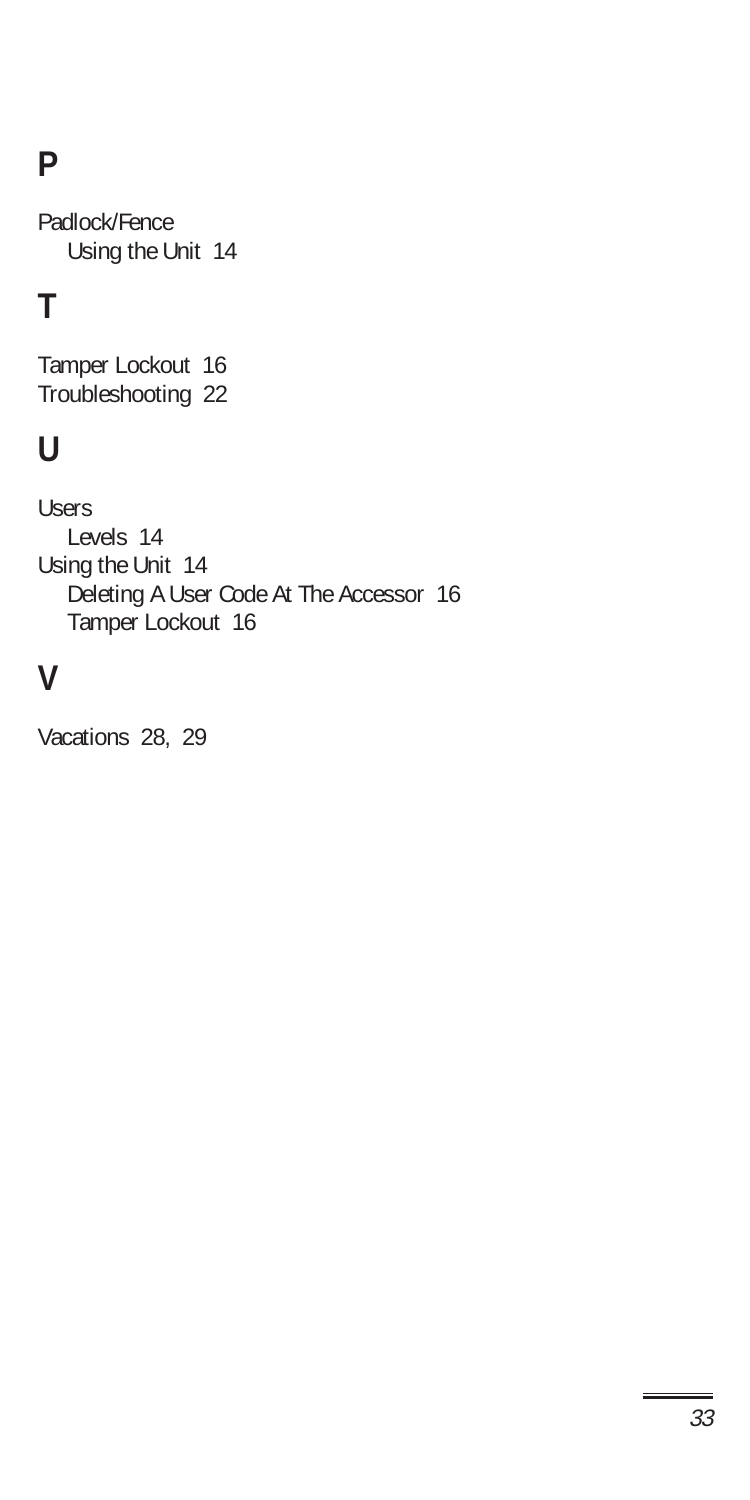## P

Padlock/Fence
  Using the Unit 14

## T

Tamper Lockout 16
Troubleshooting 22

## U

Users
  Levels 14
Using the Unit 14
  Deleting A User Code At The Accessor 16
  Tamper Lockout 16

## V

Vacations 28, 29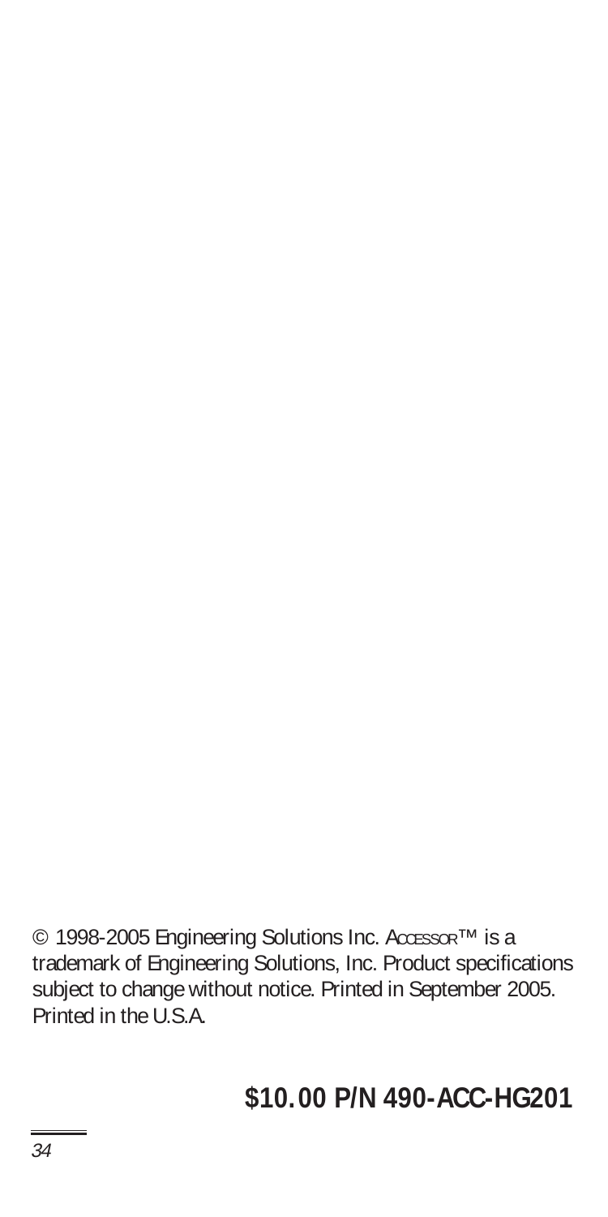© 1998-2005 Engineering Solutions Inc. ACCESSOR™ is a trademark of Engineering Solutions, Inc. Product specifications subject to change without notice. Printed in September 2005. Printed in the U.S.A.

**$10.00 P/N 490-ACC-HG201**